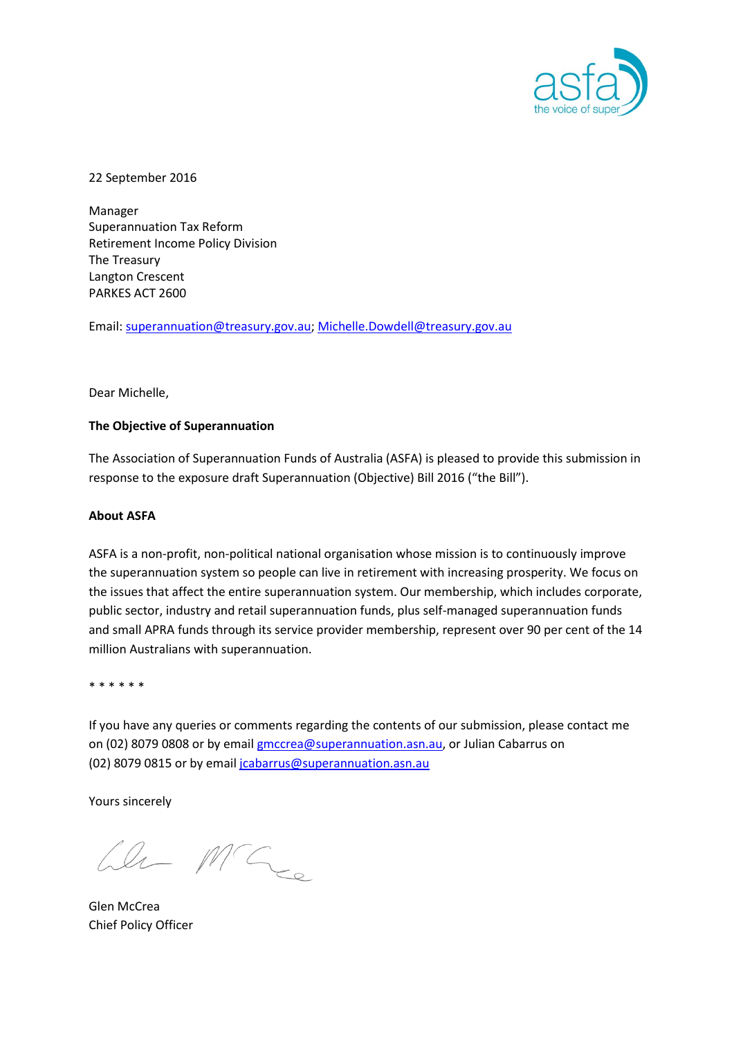22 September 2016

Manager  
Superannuation Tax Reform  
Retirement Income Policy Division  
The Treasury  
Langton Crescent  
PARKES ACT 2600

Email: superannuation@treasury.gov.au; Michelle.Dowdell@treasury.gov.au

Dear Michelle,

**The Objective of Superannuation**

The Association of Superannuation Funds of Australia (ASFA) is pleased to provide this submission in response to the exposure draft Superannuation (Objective) Bill 2016 ("the Bill").

**About ASFA**

ASFA is a non-profit, non-political national organisation whose mission is to continuously improve the superannuation system so people can live in retirement with increasing prosperity. We focus on the issues that affect the entire superannuation system. Our membership, which includes corporate, public sector, industry and retail superannuation funds, plus self-managed superannuation funds and small APRA funds through its service provider membership, represent over 90 per cent of the 14 million Australians with superannuation.

* * * * * *

If you have any queries or comments regarding the contents of our submission, please contact me on (02) 8079 0808 or by email gmccrea@superannuation.asn.au, or Julian Cabarrus on (02) 8079 0815 or by email jcabarrus@superannuation.asn.au

Yours sincerely

Glen McCrea  
Chief Policy Officer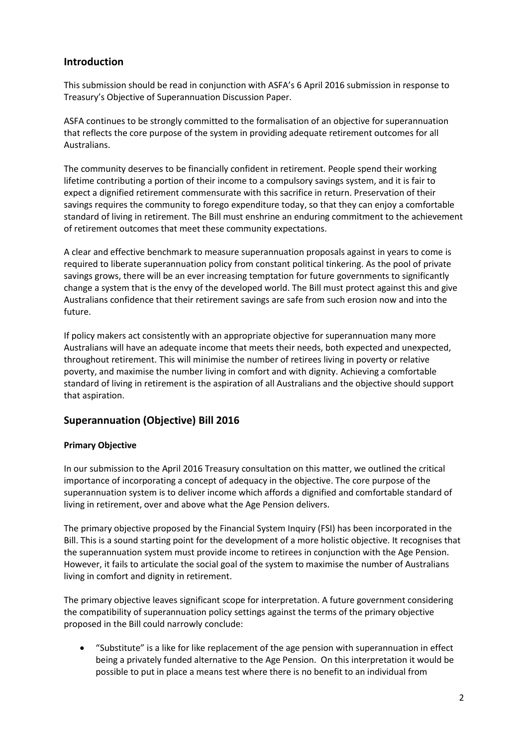## Introduction

This submission should be read in conjunction with ASFA's 6 April 2016 submission in response to Treasury's Objective of Superannuation Discussion Paper.

ASFA continues to be strongly committed to the formalisation of an objective for superannuation that reflects the core purpose of the system in providing adequate retirement outcomes for all Australians.

The community deserves to be financially confident in retirement. People spend their working lifetime contributing a portion of their income to a compulsory savings system, and it is fair to expect a dignified retirement commensurate with this sacrifice in return. Preservation of their savings requires the community to forego expenditure today, so that they can enjoy a comfortable standard of living in retirement. The Bill must enshrine an enduring commitment to the achievement of retirement outcomes that meet these community expectations.

A clear and effective benchmark to measure superannuation proposals against in years to come is required to liberate superannuation policy from constant political tinkering. As the pool of private savings grows, there will be an ever increasing temptation for future governments to significantly change a system that is the envy of the developed world. The Bill must protect against this and give Australians confidence that their retirement savings are safe from such erosion now and into the future.

If policy makers act consistently with an appropriate objective for superannuation many more Australians will have an adequate income that meets their needs, both expected and unexpected, throughout retirement. This will minimise the number of retirees living in poverty or relative poverty, and maximise the number living in comfort and with dignity. Achieving a comfortable standard of living in retirement is the aspiration of all Australians and the objective should support that aspiration.

## Superannuation (Objective) Bill 2016

### Primary Objective

In our submission to the April 2016 Treasury consultation on this matter, we outlined the critical importance of incorporating a concept of adequacy in the objective. The core purpose of the superannuation system is to deliver income which affords a dignified and comfortable standard of living in retirement, over and above what the Age Pension delivers.

The primary objective proposed by the Financial System Inquiry (FSI) has been incorporated in the Bill. This is a sound starting point for the development of a more holistic objective. It recognises that the superannuation system must provide income to retirees in conjunction with the Age Pension. However, it fails to articulate the social goal of the system to maximise the number of Australians living in comfort and dignity in retirement.

The primary objective leaves significant scope for interpretation. A future government considering the compatibility of superannuation policy settings against the terms of the primary objective proposed in the Bill could narrowly conclude:

- "Substitute" is a like for like replacement of the age pension with superannuation in effect being a privately funded alternative to the Age Pension. On this interpretation it would be possible to put in place a means test where there is no benefit to an individual from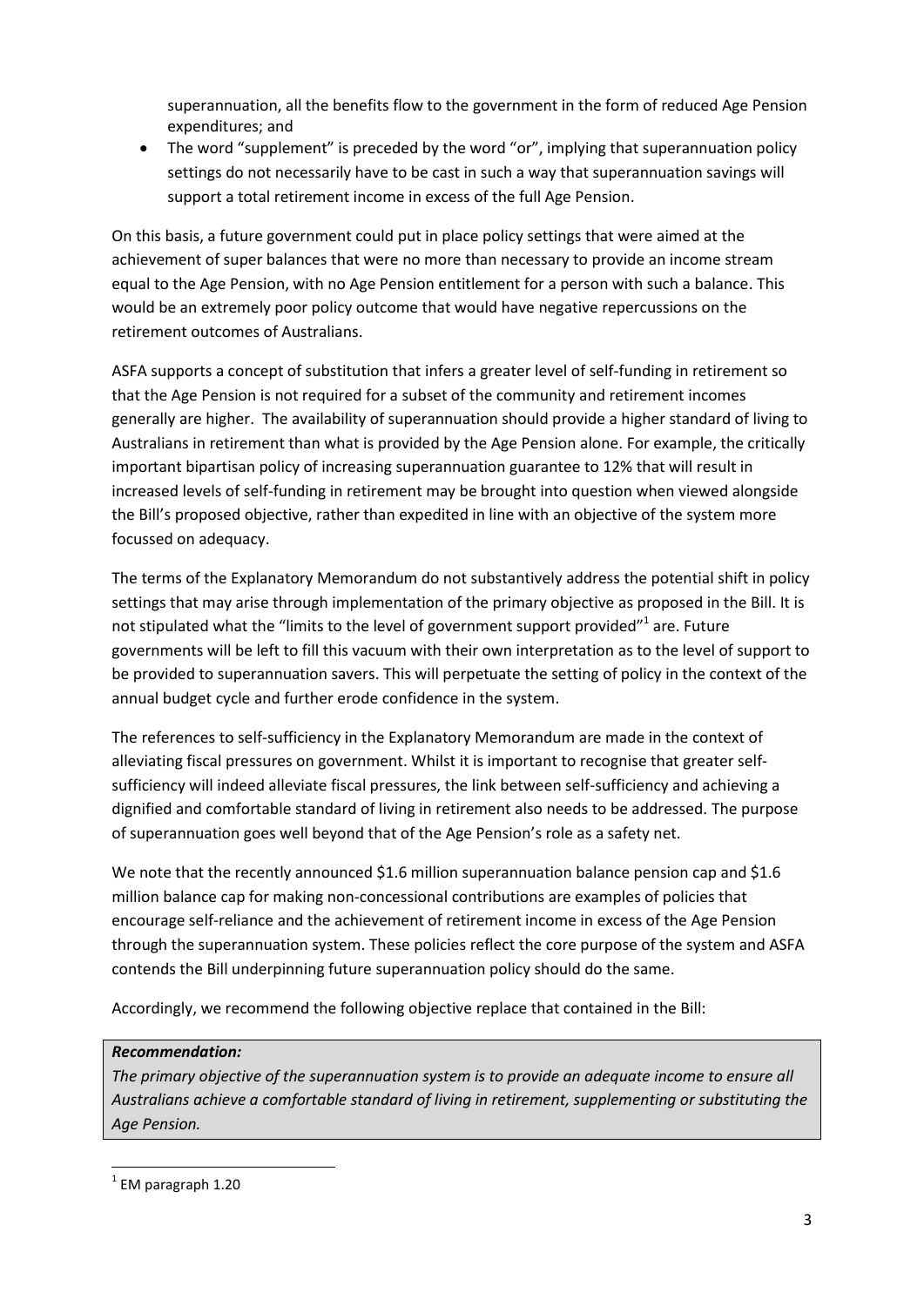superannuation, all the benefits flow to the government in the form of reduced Age Pension expenditures; and

- The word "supplement" is preceded by the word "or", implying that superannuation policy settings do not necessarily have to be cast in such a way that superannuation savings will support a total retirement income in excess of the full Age Pension.

On this basis, a future government could put in place policy settings that were aimed at the achievement of super balances that were no more than necessary to provide an income stream equal to the Age Pension, with no Age Pension entitlement for a person with such a balance. This would be an extremely poor policy outcome that would have negative repercussions on the retirement outcomes of Australians.

ASFA supports a concept of substitution that infers a greater level of self-funding in retirement so that the Age Pension is not required for a subset of the community and retirement incomes generally are higher. The availability of superannuation should provide a higher standard of living to Australians in retirement than what is provided by the Age Pension alone. For example, the critically important bipartisan policy of increasing superannuation guarantee to 12% that will result in increased levels of self-funding in retirement may be brought into question when viewed alongside the Bill's proposed objective, rather than expedited in line with an objective of the system more focussed on adequacy.

The terms of the Explanatory Memorandum do not substantively address the potential shift in policy settings that may arise through implementation of the primary objective as proposed in the Bill. It is not stipulated what the "limits to the level of government support provided"[1] are. Future governments will be left to fill this vacuum with their own interpretation as to the level of support to be provided to superannuation savers. This will perpetuate the setting of policy in the context of the annual budget cycle and further erode confidence in the system.

The references to self-sufficiency in the Explanatory Memorandum are made in the context of alleviating fiscal pressures on government. Whilst it is important to recognise that greater self-sufficiency will indeed alleviate fiscal pressures, the link between self-sufficiency and achieving a dignified and comfortable standard of living in retirement also needs to be addressed. The purpose of superannuation goes well beyond that of the Age Pension's role as a safety net.

We note that the recently announced $1.6 million superannuation balance pension cap and $1.6 million balance cap for making non-concessional contributions are examples of policies that encourage self-reliance and the achievement of retirement income in excess of the Age Pension through the superannuation system. These policies reflect the core purpose of the system and ASFA contends the Bill underpinning future superannuation policy should do the same.

Accordingly, we recommend the following objective replace that contained in the Bill:

> ***Recommendation:***
> *The primary objective of the superannuation system is to provide an adequate income to ensure all Australians achieve a comfortable standard of living in retirement, supplementing or substituting the Age Pension.*

[1] EM paragraph 1.20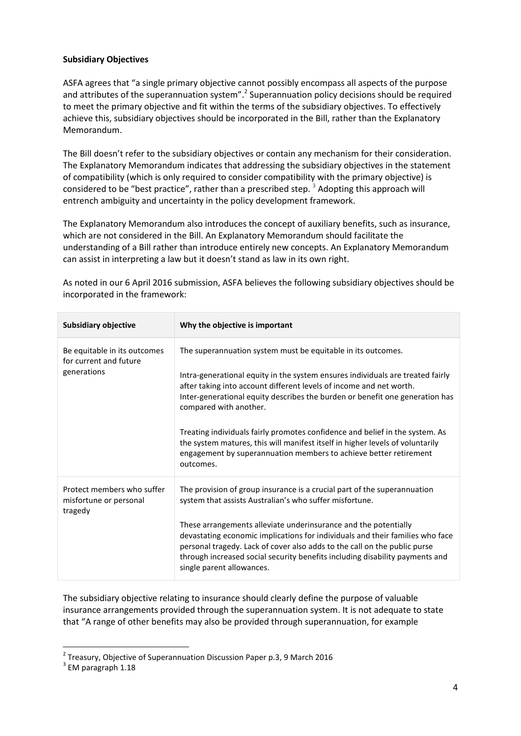**Subsidiary Objectives**

ASFA agrees that "a single primary objective cannot possibly encompass all aspects of the purpose and attributes of the superannuation system".[2] Superannuation policy decisions should be required to meet the primary objective and fit within the terms of the subsidiary objectives. To effectively achieve this, subsidiary objectives should be incorporated in the Bill, rather than the Explanatory Memorandum.

The Bill doesn't refer to the subsidiary objectives or contain any mechanism for their consideration. The Explanatory Memorandum indicates that addressing the subsidiary objectives in the statement of compatibility (which is only required to consider compatibility with the primary objective) is considered to be "best practice", rather than a prescribed step. [3] Adopting this approach will entrench ambiguity and uncertainty in the policy development framework.

The Explanatory Memorandum also introduces the concept of auxiliary benefits, such as insurance, which are not considered in the Bill. An Explanatory Memorandum should facilitate the understanding of a Bill rather than introduce entirely new concepts. An Explanatory Memorandum can assist in interpreting a law but it doesn't stand as law in its own right.

As noted in our 6 April 2016 submission, ASFA believes the following subsidiary objectives should be incorporated in the framework:

| Subsidiary objective | Why the objective is important |
|---|---|
| Be equitable in its outcomes for current and future generations | The superannuation system must be equitable in its outcomes.<br><br>Intra-generational equity in the system ensures individuals are treated fairly after taking into account different levels of income and net worth. Inter-generational equity describes the burden or benefit one generation has compared with another.<br><br>Treating individuals fairly promotes confidence and belief in the system. As the system matures, this will manifest itself in higher levels of voluntarily engagement by superannuation members to achieve better retirement outcomes. |
| Protect members who suffer misfortune or personal tragedy | The provision of group insurance is a crucial part of the superannuation system that assists Australian's who suffer misfortune.<br><br>These arrangements alleviate underinsurance and the potentially devastating economic implications for individuals and their families who face personal tragedy. Lack of cover also adds to the call on the public purse through increased social security benefits including disability payments and single parent allowances. |

The subsidiary objective relating to insurance should clearly define the purpose of valuable insurance arrangements provided through the superannuation system. It is not adequate to state that "A range of other benefits may also be provided through superannuation, for example

---

[2] Treasury, Objective of Superannuation Discussion Paper p.3, 9 March 2016

[3] EM paragraph 1.18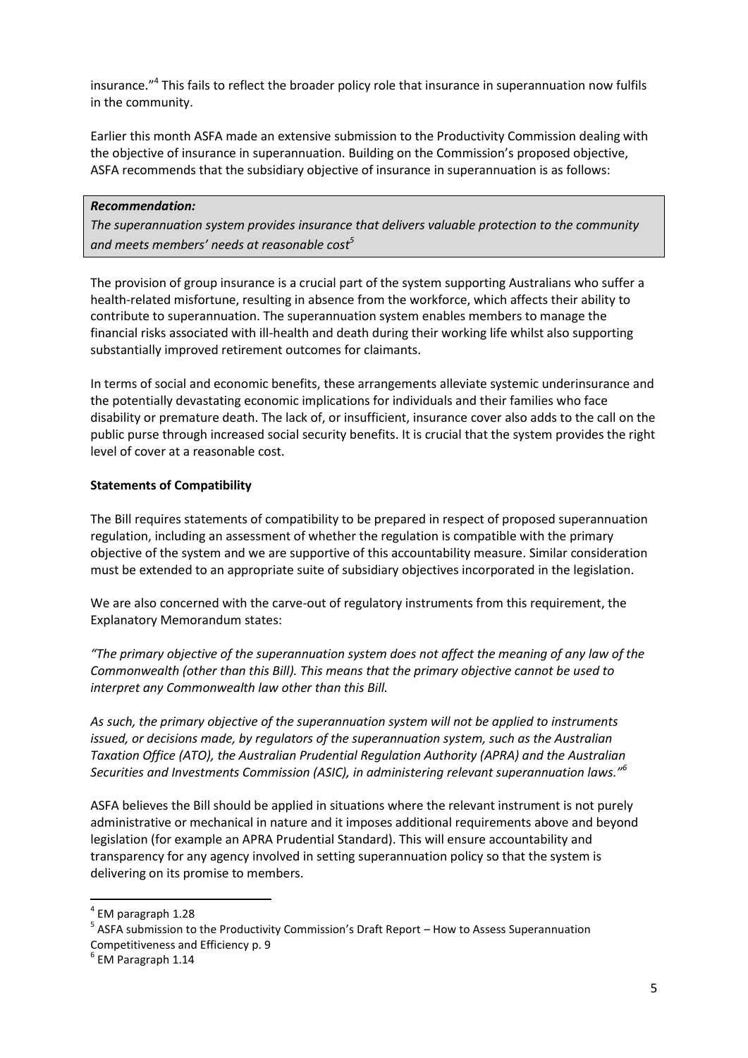insurance."[4] This fails to reflect the broader policy role that insurance in superannuation now fulfils in the community.

Earlier this month ASFA made an extensive submission to the Productivity Commission dealing with the objective of insurance in superannuation. Building on the Commission's proposed objective, ASFA recommends that the subsidiary objective of insurance in superannuation is as follows:

> ***Recommendation:***
> *The superannuation system provides insurance that delivers valuable protection to the community and meets members' needs at reasonable cost*[5]

The provision of group insurance is a crucial part of the system supporting Australians who suffer a health-related misfortune, resulting in absence from the workforce, which affects their ability to contribute to superannuation. The superannuation system enables members to manage the financial risks associated with ill-health and death during their working life whilst also supporting substantially improved retirement outcomes for claimants.

In terms of social and economic benefits, these arrangements alleviate systemic underinsurance and the potentially devastating economic implications for individuals and their families who face disability or premature death. The lack of, or insufficient, insurance cover also adds to the call on the public purse through increased social security benefits. It is crucial that the system provides the right level of cover at a reasonable cost.

**Statements of Compatibility**

The Bill requires statements of compatibility to be prepared in respect of proposed superannuation regulation, including an assessment of whether the regulation is compatible with the primary objective of the system and we are supportive of this accountability measure. Similar consideration must be extended to an appropriate suite of subsidiary objectives incorporated in the legislation.

We are also concerned with the carve-out of regulatory instruments from this requirement, the Explanatory Memorandum states:

*"The primary objective of the superannuation system does not affect the meaning of any law of the Commonwealth (other than this Bill). This means that the primary objective cannot be used to interpret any Commonwealth law other than this Bill.*

*As such, the primary objective of the superannuation system will not be applied to instruments issued, or decisions made, by regulators of the superannuation system, such as the Australian Taxation Office (ATO), the Australian Prudential Regulation Authority (APRA) and the Australian Securities and Investments Commission (ASIC), in administering relevant superannuation laws."*[6]

ASFA believes the Bill should be applied in situations where the relevant instrument is not purely administrative or mechanical in nature and it imposes additional requirements above and beyond legislation (for example an APRA Prudential Standard). This will ensure accountability and transparency for any agency involved in setting superannuation policy so that the system is delivering on its promise to members.

---

[4] EM paragraph 1.28

[5] ASFA submission to the Productivity Commission's Draft Report – How to Assess Superannuation Competitiveness and Efficiency p. 9

[6] EM Paragraph 1.14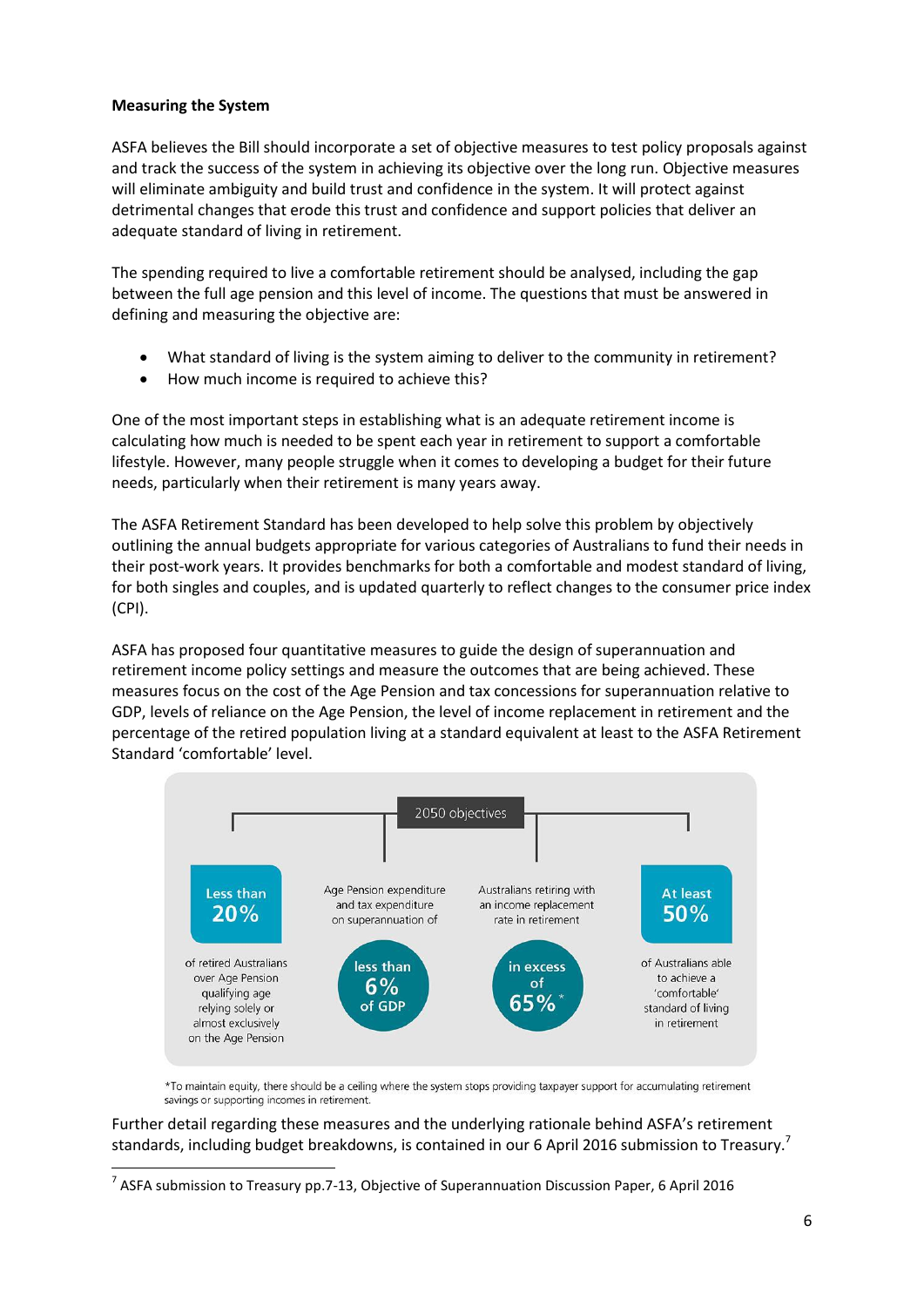**Measuring the System**

ASFA believes the Bill should incorporate a set of objective measures to test policy proposals against and track the success of the system in achieving its objective over the long run. Objective measures will eliminate ambiguity and build trust and confidence in the system. It will protect against detrimental changes that erode this trust and confidence and support policies that deliver an adequate standard of living in retirement.

The spending required to live a comfortable retirement should be analysed, including the gap between the full age pension and this level of income. The questions that must be answered in defining and measuring the objective are:

- What standard of living is the system aiming to deliver to the community in retirement?
- How much income is required to achieve this?

One of the most important steps in establishing what is an adequate retirement income is calculating how much is needed to be spent each year in retirement to support a comfortable lifestyle. However, many people struggle when it comes to developing a budget for their future needs, particularly when their retirement is many years away.

The ASFA Retirement Standard has been developed to help solve this problem by objectively outlining the annual budgets appropriate for various categories of Australians to fund their needs in their post-work years. It provides benchmarks for both a comfortable and modest standard of living, for both singles and couples, and is updated quarterly to reflect changes to the consumer price index (CPI).

ASFA has proposed four quantitative measures to guide the design of superannuation and retirement income policy settings and measure the outcomes that are being achieved. These measures focus on the cost of the Age Pension and tax concessions for superannuation relative to GDP, levels of reliance on the Age Pension, the level of income replacement in retirement and the percentage of the retired population living at a standard equivalent at least to the ASFA Retirement Standard 'comfortable' level.

**2050 objectives**

- **Less than 20%** of retired Australians over Age Pension qualifying age relying solely or almost exclusively on the Age Pension
- Age Pension expenditure and tax expenditure on superannuation of **less than 6% of GDP**
- Australians retiring with an income replacement rate in retirement **in excess of 65%***
- **At least 50%** of Australians able to achieve a 'comfortable' standard of living in retirement

*To maintain equity, there should be a ceiling where the system stops providing taxpayer support for accumulating retirement savings or supporting incomes in retirement.

Further detail regarding these measures and the underlying rationale behind ASFA's retirement standards, including budget breakdowns, is contained in our 6 April 2016 submission to Treasury.[7]

[7] ASFA submission to Treasury pp.7-13, Objective of Superannuation Discussion Paper, 6 April 2016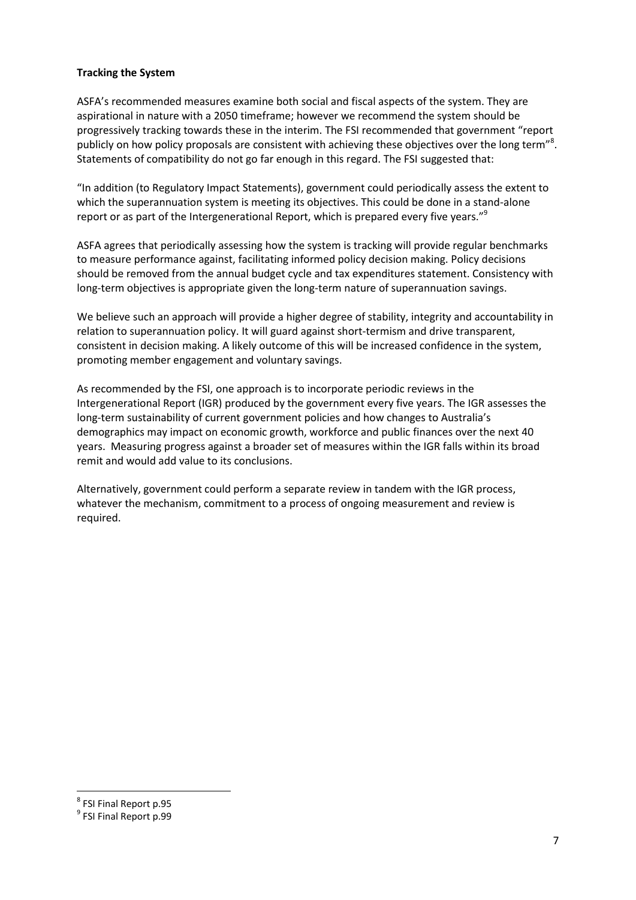**Tracking the System**

ASFA's recommended measures examine both social and fiscal aspects of the system. They are aspirational in nature with a 2050 timeframe; however we recommend the system should be progressively tracking towards these in the interim. The FSI recommended that government "report publicly on how policy proposals are consistent with achieving these objectives over the long term"[8]. Statements of compatibility do not go far enough in this regard. The FSI suggested that:

"In addition (to Regulatory Impact Statements), government could periodically assess the extent to which the superannuation system is meeting its objectives. This could be done in a stand-alone report or as part of the Intergenerational Report, which is prepared every five years."[9]

ASFA agrees that periodically assessing how the system is tracking will provide regular benchmarks to measure performance against, facilitating informed policy decision making. Policy decisions should be removed from the annual budget cycle and tax expenditures statement. Consistency with long-term objectives is appropriate given the long-term nature of superannuation savings.

We believe such an approach will provide a higher degree of stability, integrity and accountability in relation to superannuation policy. It will guard against short-termism and drive transparent, consistent in decision making. A likely outcome of this will be increased confidence in the system, promoting member engagement and voluntary savings.

As recommended by the FSI, one approach is to incorporate periodic reviews in the Intergenerational Report (IGR) produced by the government every five years. The IGR assesses the long-term sustainability of current government policies and how changes to Australia's demographics may impact on economic growth, workforce and public finances over the next 40 years. Measuring progress against a broader set of measures within the IGR falls within its broad remit and would add value to its conclusions.

Alternatively, government could perform a separate review in tandem with the IGR process, whatever the mechanism, commitment to a process of ongoing measurement and review is required.

[8] FSI Final Report p.95

[9] FSI Final Report p.99